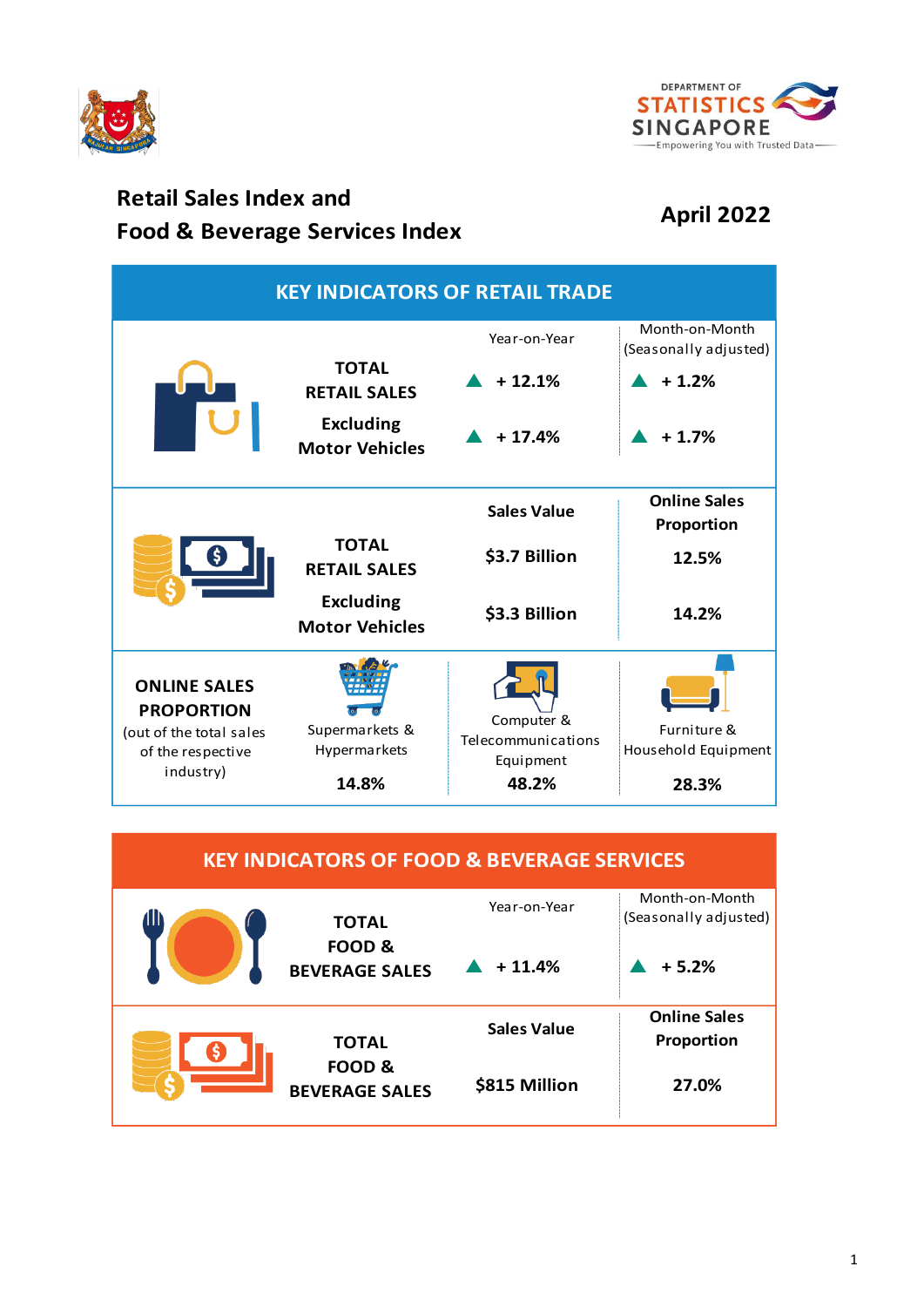DEPARTMENT OF STATISTICS SINGAPORE

Empowering You with Trusted Data

# Retail Sales Index and Food & Beverage Services Index

## April 2022

## KEY INDICATORS OF RETAIL TRADE

| | Year-on-Year | Month-on-Month (Seasonally adjusted) |
|---|---|---|
| **TOTAL RETAIL SALES** | ▲ **+ 12.1%** | ▲ **+ 1.2%** |
| **Excluding Motor Vehicles** | ▲ **+ 17.4%** | ▲ **+ 1.7%** |

| | **Sales Value** | **Online Sales Proportion** |
|---|---|---|
| **TOTAL RETAIL SALES** | **$3.7 Billion** | **12.5%** |
| **Excluding Motor Vehicles** | **$3.3 Billion** | **14.2%** |

**ONLINE SALES PROPORTION** (out of the total sales of the respective industry)

| Supermarkets & Hypermarkets | Computer & Telecommunications Equipment | Furniture & Household Equipment |
|---|---|---|
| **14.8%** | **48.2%** | **28.3%** |

## KEY INDICATORS OF FOOD & BEVERAGE SERVICES

| | Year-on-Year | Month-on-Month (Seasonally adjusted) |
|---|---|---|
| **TOTAL FOOD & BEVERAGE SALES** | ▲ **+ 11.4%** | ▲ **+ 5.2%** |

| | **Sales Value** | **Online Sales Proportion** |
|---|---|---|
| **TOTAL FOOD & BEVERAGE SALES** | **$815 Million** | **27.0%** |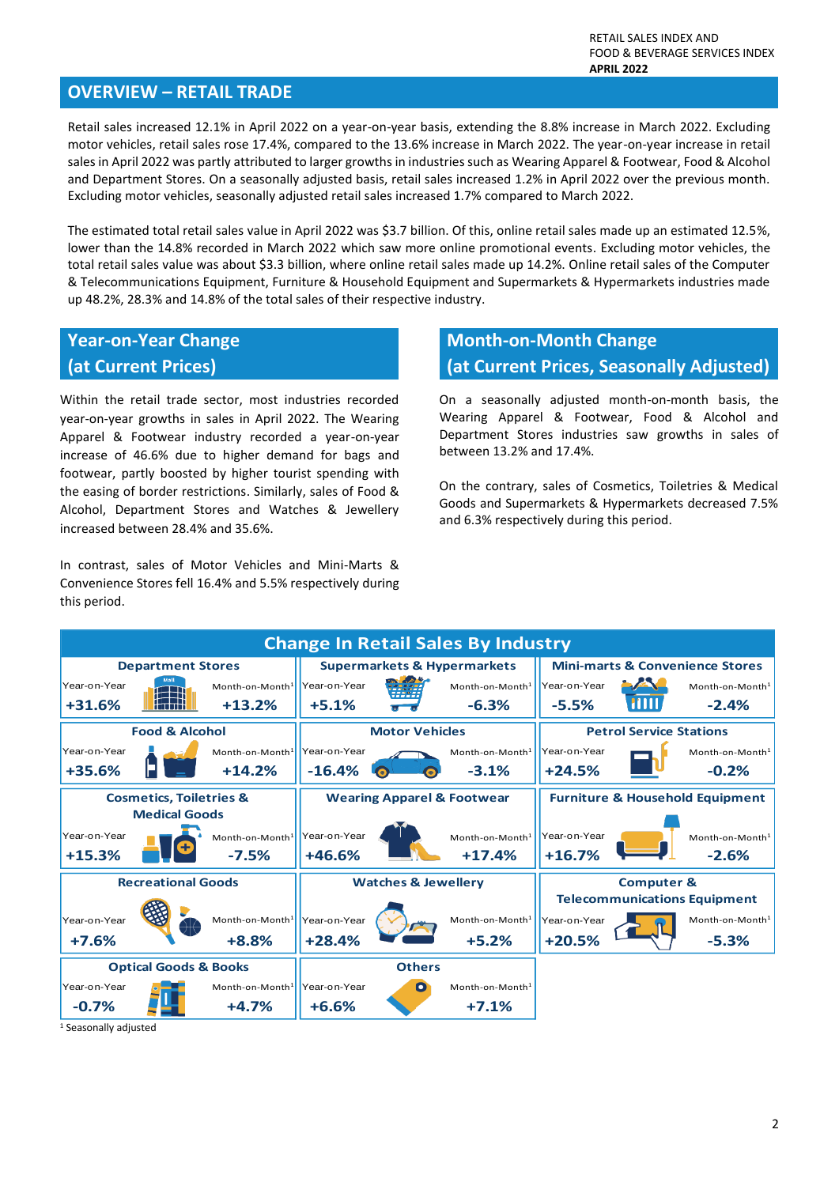## OVERVIEW – RETAIL TRADE

Retail sales increased 12.1% in April 2022 on a year-on-year basis, extending the 8.8% increase in March 2022. Excluding motor vehicles, retail sales rose 17.4%, compared to the 13.6% increase in March 2022. The year-on-year increase in retail sales in April 2022 was partly attributed to larger growths in industries such as Wearing Apparel & Footwear, Food & Alcohol and Department Stores. On a seasonally adjusted basis, retail sales increased 1.2% in April 2022 over the previous month. Excluding motor vehicles, seasonally adjusted retail sales increased 1.7% compared to March 2022.

The estimated total retail sales value in April 2022 was $3.7 billion. Of this, online retail sales made up an estimated 12.5%, lower than the 14.8% recorded in March 2022 which saw more online promotional events. Excluding motor vehicles, the total retail sales value was about $3.3 billion, where online retail sales made up 14.2%. Online retail sales of the Computer & Telecommunications Equipment, Furniture & Household Equipment and Supermarkets & Hypermarkets industries made up 48.2%, 28.3% and 14.8% of the total sales of their respective industry.

### Year-on-Year Change (at Current Prices)

Within the retail trade sector, most industries recorded year-on-year growths in sales in April 2022. The Wearing Apparel & Footwear industry recorded a year-on-year increase of 46.6% due to higher demand for bags and footwear, partly boosted by higher tourist spending with the easing of border restrictions. Similarly, sales of Food & Alcohol, Department Stores and Watches & Jewellery increased between 28.4% and 35.6%.

In contrast, sales of Motor Vehicles and Mini-Marts & Convenience Stores fell 16.4% and 5.5% respectively during this period.

### Month-on-Month Change (at Current Prices, Seasonally Adjusted)

On a seasonally adjusted month-on-month basis, the Wearing Apparel & Footwear, Food & Alcohol and Department Stores industries saw growths in sales of between 13.2% and 17.4%.

On the contrary, sales of Cosmetics, Toiletries & Medical Goods and Supermarkets & Hypermarkets decreased 7.5% and 6.3% respectively during this period.

### Change In Retail Sales By Industry

| Industry | Year-on-Year | Month-on-Month[1] |
|---|---|---|
| Department Stores | +31.6% | +13.2% |
| Supermarkets & Hypermarkets | +5.1% | -6.3% |
| Mini-marts & Convenience Stores | -5.5% | -2.4% |
| Food & Alcohol | +35.6% | +14.2% |
| Motor Vehicles | -16.4% | -3.1% |
| Petrol Service Stations | +24.5% | -0.2% |
| Cosmetics, Toiletries & Medical Goods | +15.3% | -7.5% |
| Wearing Apparel & Footwear | +46.6% | +17.4% |
| Furniture & Household Equipment | +16.7% | -2.6% |
| Recreational Goods | +7.6% | +8.8% |
| Watches & Jewellery | +28.4% | +5.2% |
| Computer & Telecommunications Equipment | +20.5% | -5.3% |
| Optical Goods & Books | -0.7% | +4.7% |
| Others | +6.6% | +7.1% |

[1] Seasonally adjusted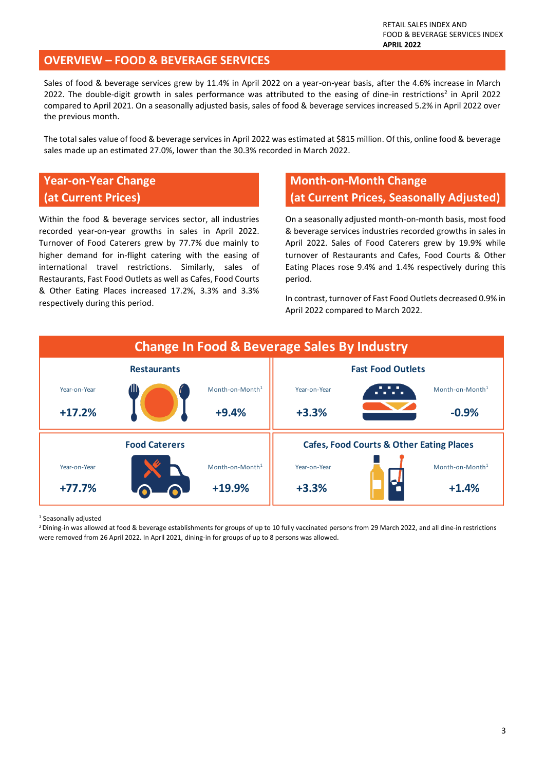## OVERVIEW – FOOD & BEVERAGE SERVICES

Sales of food & beverage services grew by 11.4% in April 2022 on a year-on-year basis, after the 4.6% increase in March 2022. The double-digit growth in sales performance was attributed to the easing of dine-in restrictions[2] in April 2022 compared to April 2021. On a seasonally adjusted basis, sales of food & beverage services increased 5.2% in April 2022 over the previous month.

The total sales value of food & beverage services in April 2022 was estimated at $815 million. Of this, online food & beverage sales made up an estimated 27.0%, lower than the 30.3% recorded in March 2022.

## Year-on-Year Change (at Current Prices)

Within the food & beverage services sector, all industries recorded year-on-year growths in sales in April 2022. Turnover of Food Caterers grew by 77.7% due mainly to higher demand for in-flight catering with the easing of international travel restrictions. Similarly, sales of Restaurants, Fast Food Outlets as well as Cafes, Food Courts & Other Eating Places increased 17.2%, 3.3% and 3.3% respectively during this period.

## Month-on-Month Change (at Current Prices, Seasonally Adjusted)

On a seasonally adjusted month-on-month basis, most food & beverage services industries recorded growths in sales in April 2022. Sales of Food Caterers grew by 19.9% while turnover of Restaurants and Cafes, Food Courts & Other Eating Places rose 9.4% and 1.4% respectively during this period.

In contrast, turnover of Fast Food Outlets decreased 0.9% in April 2022 compared to March 2022.

## Change In Food & Beverage Sales By Industry

| Industry | Year-on-Year | Month-on-Month[1] |
| --- | --- | --- |
| Restaurants | +17.2% | +9.4% |
| Fast Food Outlets | +3.3% | -0.9% |
| Food Caterers | +77.7% | +19.9% |
| Cafes, Food Courts & Other Eating Places | +3.3% | +1.4% |

[1] Seasonally adjusted

[2] Dining-in was allowed at food & beverage establishments for groups of up to 10 fully vaccinated persons from 29 March 2022, and all dine-in restrictions were removed from 26 April 2022. In April 2021, dining-in for groups of up to 8 persons was allowed.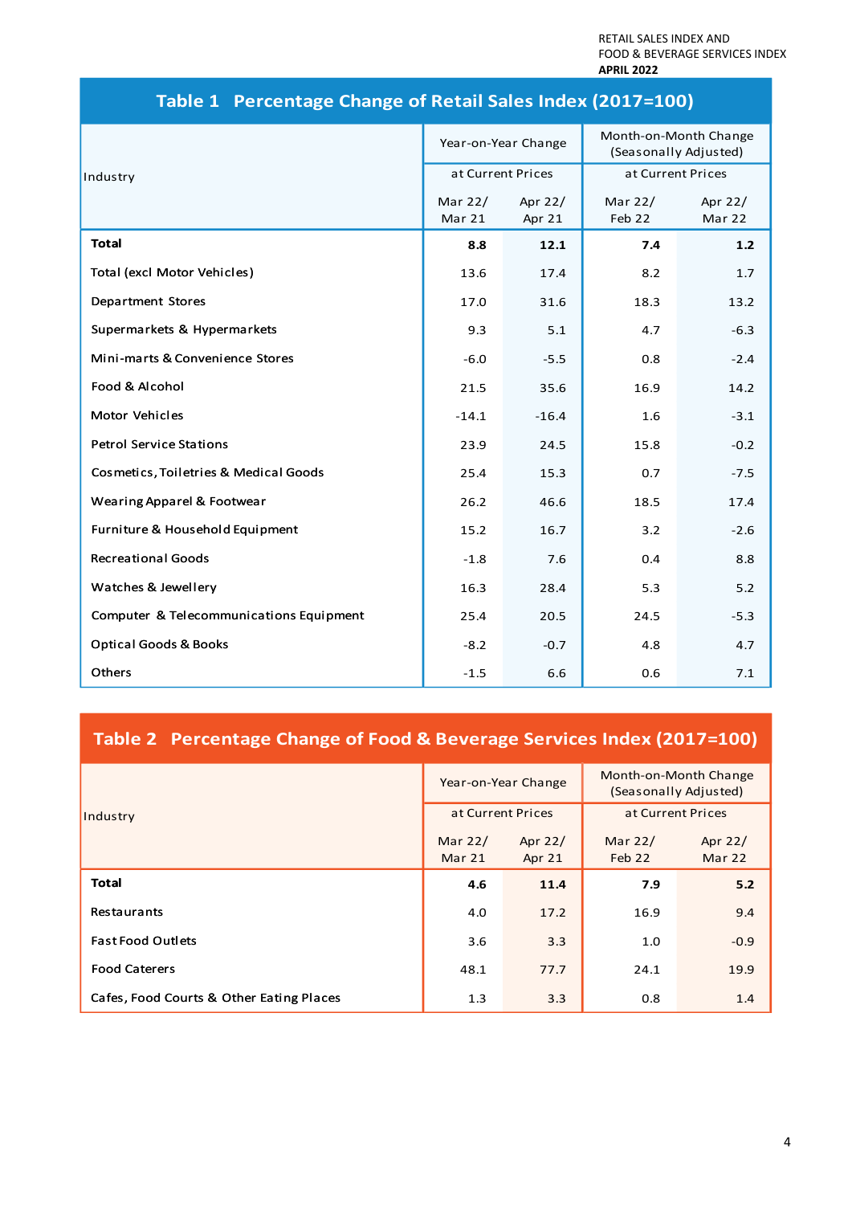### Table 1 Percentage Change of Retail Sales Index (2017=100)

| Industry | Year-on-Year Change at Current Prices | | Month-on-Month Change (Seasonally Adjusted) at Current Prices | |
|---|---|---|---|---|
| | Mar 22/ Mar 21 | Apr 22/ Apr 21 | Mar 22/ Feb 22 | Apr 22/ Mar 22 |
| **Total** | **8.8** | **12.1** | **7.4** | **1.2** |
| Total (excl Motor Vehicles) | 13.6 | 17.4 | 8.2 | 1.7 |
| Department Stores | 17.0 | 31.6 | 18.3 | 13.2 |
| Supermarkets & Hypermarkets | 9.3 | 5.1 | 4.7 | -6.3 |
| Mini-marts & Convenience Stores | -6.0 | -5.5 | 0.8 | -2.4 |
| Food & Alcohol | 21.5 | 35.6 | 16.9 | 14.2 |
| Motor Vehicles | -14.1 | -16.4 | 1.6 | -3.1 |
| Petrol Service Stations | 23.9 | 24.5 | 15.8 | -0.2 |
| Cosmetics, Toiletries & Medical Goods | 25.4 | 15.3 | 0.7 | -7.5 |
| Wearing Apparel & Footwear | 26.2 | 46.6 | 18.5 | 17.4 |
| Furniture & Household Equipment | 15.2 | 16.7 | 3.2 | -2.6 |
| Recreational Goods | -1.8 | 7.6 | 0.4 | 8.8 |
| Watches & Jewellery | 16.3 | 28.4 | 5.3 | 5.2 |
| Computer & Telecommunications Equipment | 25.4 | 20.5 | 24.5 | -5.3 |
| Optical Goods & Books | -8.2 | -0.7 | 4.8 | 4.7 |
| Others | -1.5 | 6.6 | 0.6 | 7.1 |

### Table 2 Percentage Change of Food & Beverage Services Index (2017=100)

| Industry | Year-on-Year Change at Current Prices | | Month-on-Month Change (Seasonally Adjusted) at Current Prices | |
|---|---|---|---|---|
| | Mar 22/ Mar 21 | Apr 22/ Apr 21 | Mar 22/ Feb 22 | Apr 22/ Mar 22 |
| **Total** | **4.6** | **11.4** | **7.9** | **5.2** |
| Restaurants | 4.0 | 17.2 | 16.9 | 9.4 |
| Fast Food Outlets | 3.6 | 3.3 | 1.0 | -0.9 |
| Food Caterers | 48.1 | 77.7 | 24.1 | 19.9 |
| Cafes, Food Courts & Other Eating Places | 1.3 | 3.3 | 0.8 | 1.4 |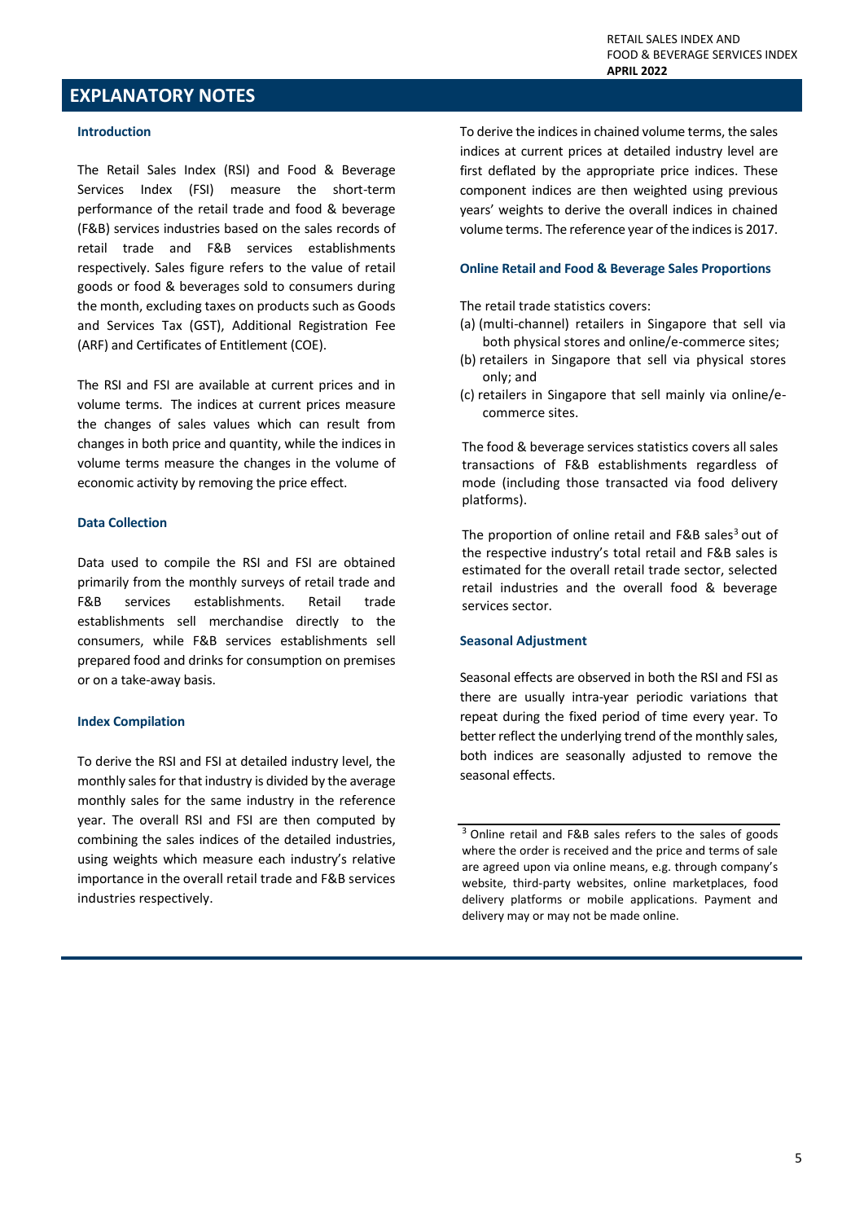## EXPLANATORY NOTES

### Introduction

The Retail Sales Index (RSI) and Food & Beverage Services Index (FSI) measure the short-term performance of the retail trade and food & beverage (F&B) services industries based on the sales records of retail trade and F&B services establishments respectively. Sales figure refers to the value of retail goods or food & beverages sold to consumers during the month, excluding taxes on products such as Goods and Services Tax (GST), Additional Registration Fee (ARF) and Certificates of Entitlement (COE).

The RSI and FSI are available at current prices and in volume terms. The indices at current prices measure the changes of sales values which can result from changes in both price and quantity, while the indices in volume terms measure the changes in the volume of economic activity by removing the price effect.

### Data Collection

Data used to compile the RSI and FSI are obtained primarily from the monthly surveys of retail trade and F&B services establishments. Retail trade establishments sell merchandise directly to the consumers, while F&B services establishments sell prepared food and drinks for consumption on premises or on a take-away basis.

### Index Compilation

To derive the RSI and FSI at detailed industry level, the monthly sales for that industry is divided by the average monthly sales for the same industry in the reference year. The overall RSI and FSI are then computed by combining the sales indices of the detailed industries, using weights which measure each industry's relative importance in the overall retail trade and F&B services industries respectively.

To derive the indices in chained volume terms, the sales indices at current prices at detailed industry level are first deflated by the appropriate price indices. These component indices are then weighted using previous years' weights to derive the overall indices in chained volume terms. The reference year of the indices is 2017.

### Online Retail and Food & Beverage Sales Proportions

The retail trade statistics covers:

(a) (multi-channel) retailers in Singapore that sell via both physical stores and online/e-commerce sites;
(b) retailers in Singapore that sell via physical stores only; and
(c) retailers in Singapore that sell mainly via online/e-commerce sites.

The food & beverage services statistics covers all sales transactions of F&B establishments regardless of mode (including those transacted via food delivery platforms).

The proportion of online retail and F&B sales[3] out of the respective industry's total retail and F&B sales is estimated for the overall retail trade sector, selected retail industries and the overall food & beverage services sector.

### Seasonal Adjustment

Seasonal effects are observed in both the RSI and FSI as there are usually intra-year periodic variations that repeat during the fixed period of time every year. To better reflect the underlying trend of the monthly sales, both indices are seasonally adjusted to remove the seasonal effects.

---

[3] Online retail and F&B sales refers to the sales of goods where the order is received and the price and terms of sale are agreed upon via online means, e.g. through company's website, third-party websites, online marketplaces, food delivery platforms or mobile applications. Payment and delivery may or may not be made online.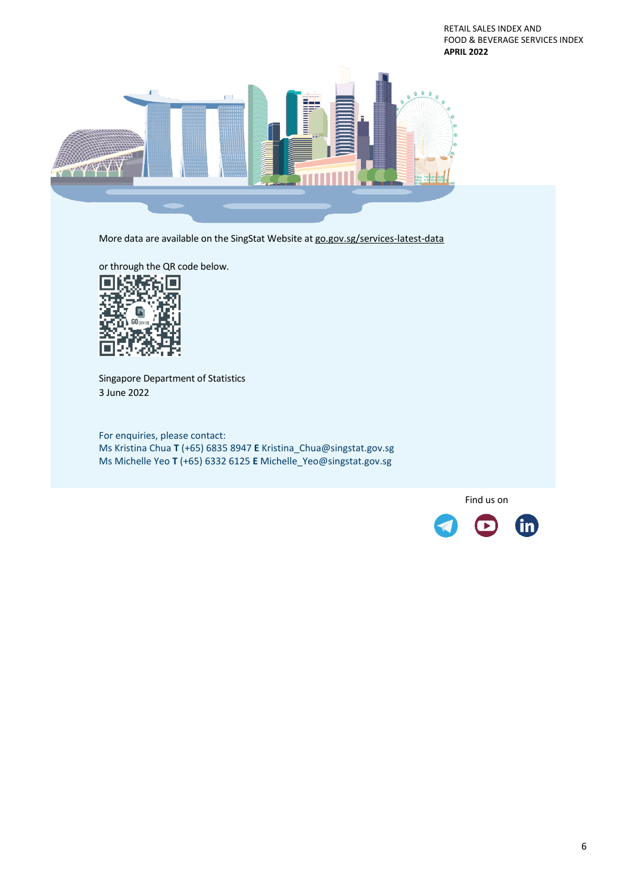More data are available on the SingStat Website at go.gov.sg/services-latest-data

or through the QR code below.

Singapore Department of Statistics
3 June 2022

For enquiries, please contact:
Ms Kristina Chua **T** (+65) 6835 8947 **E** Kristina_Chua@singstat.gov.sg
Ms Michelle Yeo **T** (+65) 6332 6125 **E** Michelle_Yeo@singstat.gov.sg

Find us on